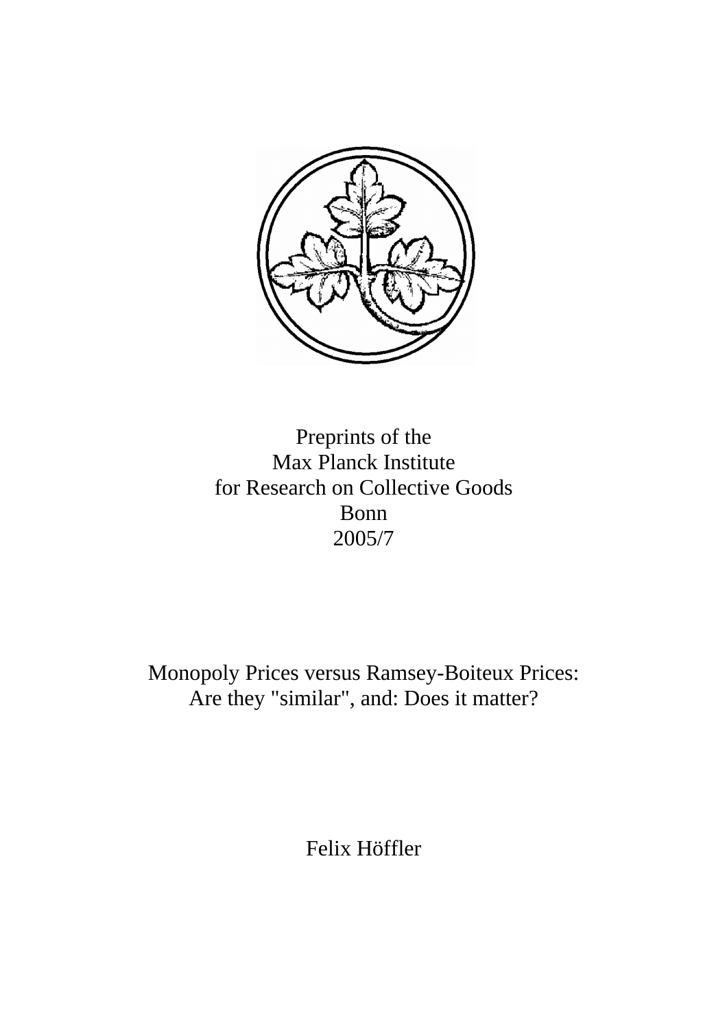Preprints of the
Max Planck Institute
for Research on Collective Goods
Bonn
2005/7

# Monopoly Prices versus Ramsey-Boiteux Prices: Are they "similar", and: Does it matter?

Felix Höffler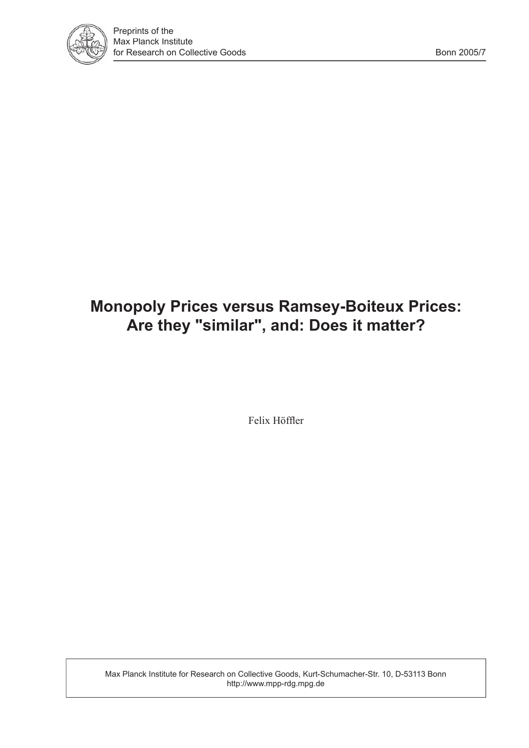# Monopoly Prices versus Ramsey-Boiteux Prices: Are they "similar", and: Does it matter?

Felix Höffler

Max Planck Institute for Research on Collective Goods, Kurt-Schumacher-Str. 10, D-53113 Bonn
http://www.mpp-rdg.mpg.de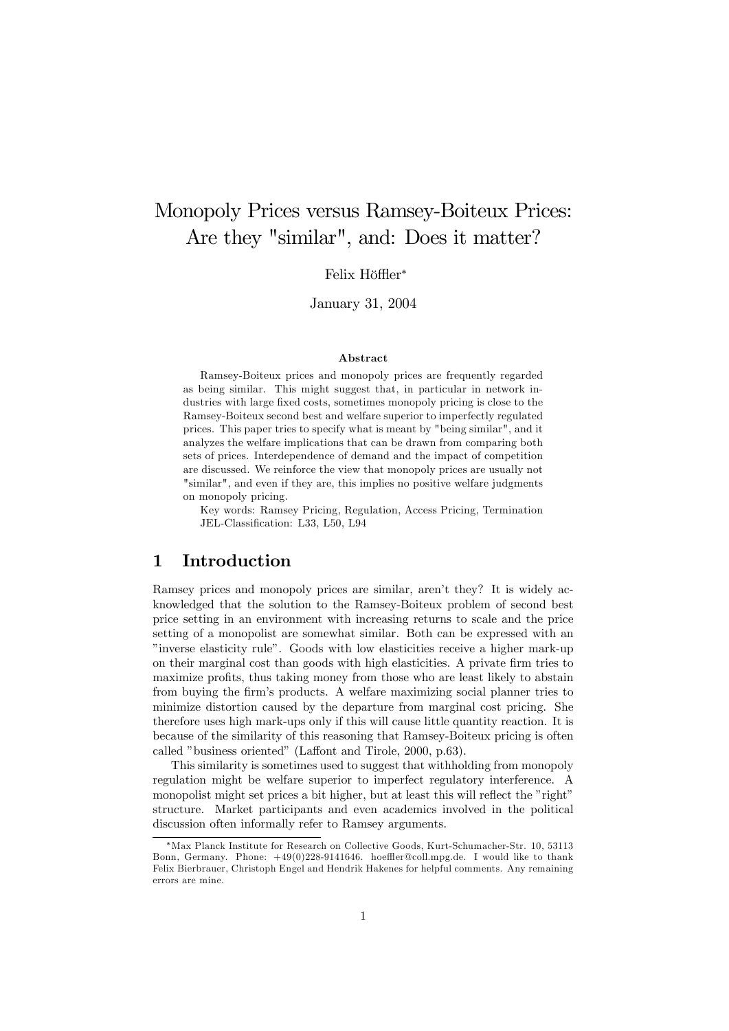# Monopoly Prices versus Ramsey-Boiteux Prices: Are they "similar", and: Does it matter?

Felix Höffler*

January 31, 2004

### Abstract

Ramsey-Boiteux prices and monopoly prices are frequently regarded as being similar. This might suggest that, in particular in network industries with large fixed costs, sometimes monopoly pricing is close to the Ramsey-Boiteux second best and welfare superior to imperfectly regulated prices. This paper tries to specify what is meant by "being similar", and it analyzes the welfare implications that can be drawn from comparing both sets of prices. Interdependence of demand and the impact of competition are discussed. We reinforce the view that monopoly prices are usually not "similar", and even if they are, this implies no positive welfare judgments on monopoly pricing.

Key words: Ramsey Pricing, Regulation, Access Pricing, Termination

JEL-Classification: L33, L50, L94

## 1 Introduction

Ramsey prices and monopoly prices are similar, aren't they? It is widely acknowledged that the solution to the Ramsey-Boiteux problem of second best price setting in an environment with increasing returns to scale and the price setting of a monopolist are somewhat similar. Both can be expressed with an "inverse elasticity rule". Goods with low elasticities receive a higher mark-up on their marginal cost than goods with high elasticities. A private firm tries to maximize profits, thus taking money from those who are least likely to abstain from buying the firm's products. A welfare maximizing social planner tries to minimize distortion caused by the departure from marginal cost pricing. She therefore uses high mark-ups only if this will cause little quantity reaction. It is because of the similarity of this reasoning that Ramsey-Boiteux pricing is often called "business oriented" (Laffont and Tirole, 2000, p.63).

This similarity is sometimes used to suggest that withholding from monopoly regulation might be welfare superior to imperfect regulatory interference. A monopolist might set prices a bit higher, but at least this will reflect the "right" structure. Market participants and even academics involved in the political discussion often informally refer to Ramsey arguments.

---

*Max Planck Institute for Research on Collective Goods, Kurt-Schumacher-Str. 10, 53113 Bonn, Germany. Phone: +49(0)228-9141646. hoeffler@coll.mpg.de. I would like to thank Felix Bierbrauer, Christoph Engel and Hendrik Hakenes for helpful comments. Any remaining errors are mine.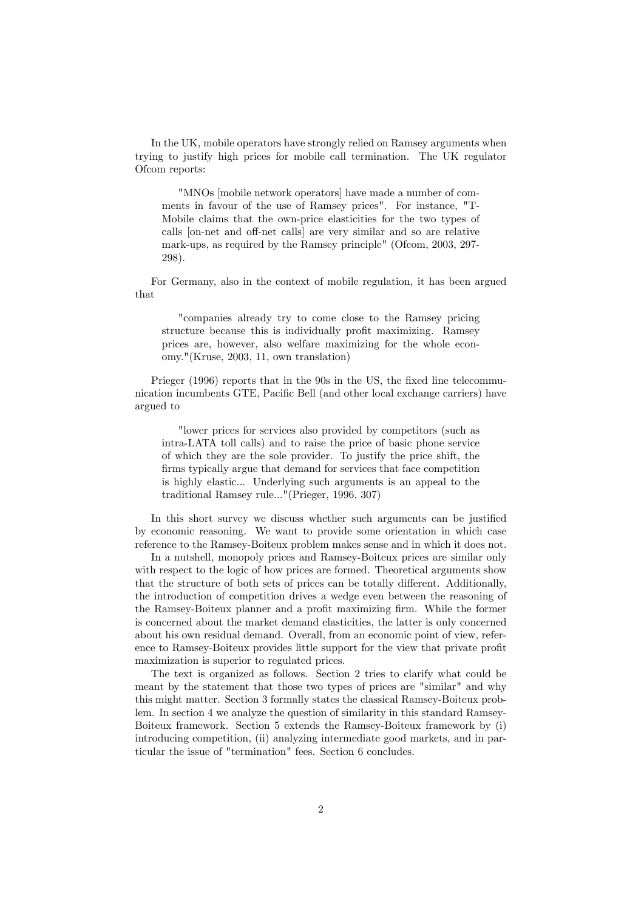In the UK, mobile operators have strongly relied on Ramsey arguments when trying to justify high prices for mobile call termination. The UK regulator Ofcom reports:

> "MNOs [mobile network operators] have made a number of comments in favour of the use of Ramsey prices". For instance, "T-Mobile claims that the own-price elasticities for the two types of calls [on-net and off-net calls] are very similar and so are relative mark-ups, as required by the Ramsey principle" (Ofcom, 2003, 297-298).

For Germany, also in the context of mobile regulation, it has been argued that

> "companies already try to come close to the Ramsey pricing structure because this is individually profit maximizing. Ramsey prices are, however, also welfare maximizing for the whole economy."(Kruse, 2003, 11, own translation)

Prieger (1996) reports that in the 90s in the US, the fixed line telecommunication incumbents GTE, Pacific Bell (and other local exchange carriers) have argued to

> "lower prices for services also provided by competitors (such as intra-LATA toll calls) and to raise the price of basic phone service of which they are the sole provider. To justify the price shift, the firms typically argue that demand for services that face competition is highly elastic... Underlying such arguments is an appeal to the traditional Ramsey rule..."(Prieger, 1996, 307)

In this short survey we discuss whether such arguments can be justified by economic reasoning. We want to provide some orientation in which case reference to the Ramsey-Boiteux problem makes sense and in which it does not.

In a nutshell, monopoly prices and Ramsey-Boiteux prices are similar only with respect to the logic of how prices are formed. Theoretical arguments show that the structure of both sets of prices can be totally different. Additionally, the introduction of competition drives a wedge even between the reasoning of the Ramsey-Boiteux planner and a profit maximizing firm. While the former is concerned about the market demand elasticities, the latter is only concerned about his own residual demand. Overall, from an economic point of view, reference to Ramsey-Boiteux provides little support for the view that private profit maximization is superior to regulated prices.

The text is organized as follows. Section 2 tries to clarify what could be meant by the statement that those two types of prices are "similar" and why this might matter. Section 3 formally states the classical Ramsey-Boiteux problem. In section 4 we analyze the question of similarity in this standard Ramsey-Boiteux framework. Section 5 extends the Ramsey-Boiteux framework by (i) introducing competition, (ii) analyzing intermediate good markets, and in particular the issue of "termination" fees. Section 6 concludes.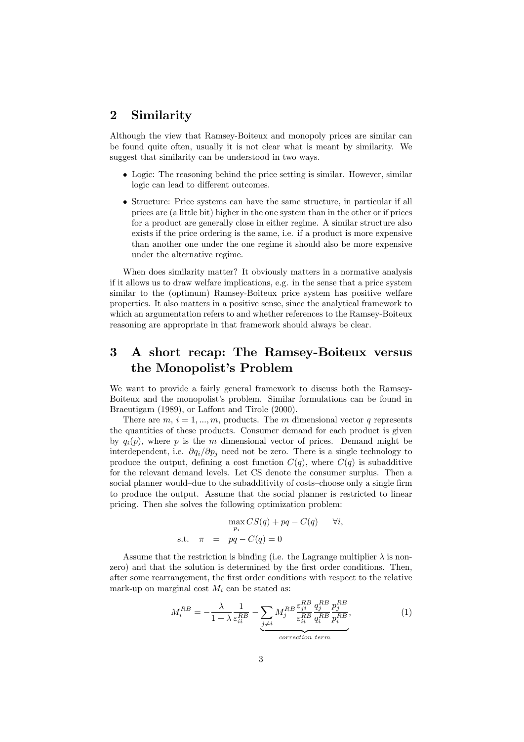## 2 Similarity

Although the view that Ramsey-Boiteux and monopoly prices are similar can be found quite often, usually it is not clear what is meant by similarity. We suggest that similarity can be understood in two ways.

- Logic: The reasoning behind the price setting is similar. However, similar logic can lead to different outcomes.
- Structure: Price systems can have the same structure, in particular if all prices are (a little bit) higher in the one system than in the other or if prices for a product are generally close in either regime. A similar structure also exists if the price ordering is the same, i.e. if a product is more expensive than another one under the one regime it should also be more expensive under the alternative regime.

When does similarity matter? It obviously matters in a normative analysis if it allows us to draw welfare implications, e.g. in the sense that a price system similar to the (optimum) Ramsey-Boiteux price system has positive welfare properties. It also matters in a positive sense, since the analytical framework to which an argumentation refers to and whether references to the Ramsey-Boiteux reasoning are appropriate in that framework should always be clear.

## 3 A short recap: The Ramsey-Boiteux versus the Monopolist's Problem

We want to provide a fairly general framework to discuss both the Ramsey-Boiteux and the monopolist's problem. Similar formulations can be found in Braeutigam (1989), or Laffont and Tirole (2000).

There are $m$, $i = 1, ..., m$, products. The $m$ dimensional vector $q$ represents the quantities of these products. Consumer demand for each product is given by $q_i(p)$, where $p$ is the $m$ dimensional vector of prices. Demand might be interdependent, i.e. $\partial q_i / \partial p_j$ need not be zero. There is a single technology to produce the output, defining a cost function $C(q)$, where $C(q)$ is subadditive for the relevant demand levels. Let CS denote the consumer surplus. Then a social planner would–due to the subadditivity of costs–choose only a single firm to produce the output. Assume that the social planner is restricted to linear pricing. Then she solves the following optimization problem:

$$
\begin{aligned}
& \max_{p_i} CS(q) + pq - C(q) \qquad \forall i, \\
\text{s.t.} \quad \pi \quad &= \quad pq - C(q) = 0
\end{aligned}
$$

Assume that the restriction is binding (i.e. the Lagrange multiplier $\lambda$ is non-zero) and that the solution is determined by the first order conditions. Then, after some rearrangement, the first order conditions with respect to the relative mark-up on marginal cost $M_i$ can be stated as:

$$
M_i^{RB} = -\frac{\lambda}{1+\lambda}\frac{1}{\varepsilon_{ii}^{RB}} - \underbrace{\sum_{j \neq i} M_j^{RB} \frac{\varepsilon_{ji}^{RB}}{\varepsilon_{ii}^{RB}} \frac{q_j^{RB}}{q_i^{RB}} \frac{p_j^{RB}}{p_i^{RB}}}_{correction\ term}, \tag{1}
$$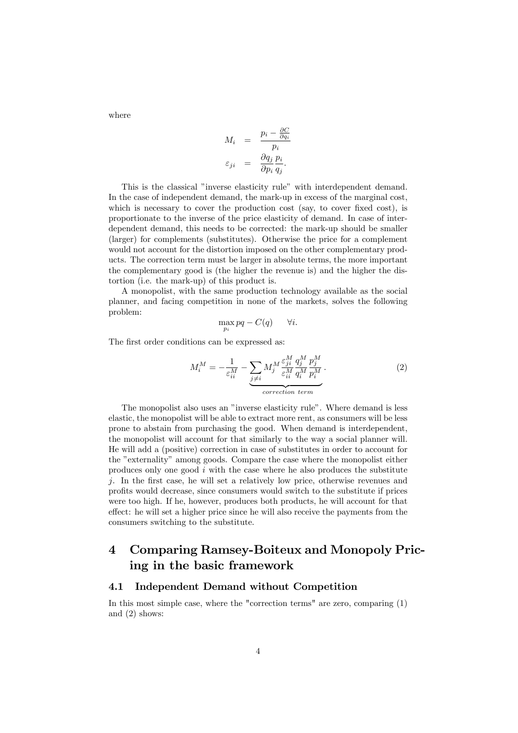where

$$
\begin{aligned}
M_i &= \frac{p_i - \frac{\partial C}{\partial q_i}}{p_i} \\
\varepsilon_{ji} &= \frac{\partial q_j}{\partial p_i} \frac{p_i}{q_j}.
\end{aligned}
$$

This is the classical "inverse elasticity rule" with interdependent demand. In the case of independent demand, the mark-up in excess of the marginal cost, which is necessary to cover the production cost (say, to cover fixed cost), is proportionate to the inverse of the price elasticity of demand. In case of interdependent demand, this needs to be corrected: the mark-up should be smaller (larger) for complements (substitutes). Otherwise the price for a complement would not account for the distortion imposed on the other complementary products. The correction term must be larger in absolute terms, the more important the complementary good is (the higher the revenue is) and the higher the distortion (i.e. the mark-up) of this product is.

A monopolist, with the same production technology available as the social planner, and facing competition in none of the markets, solves the following problem:

$$
\max_{p_i} pq - C(q) \qquad \forall i.
$$

The first order conditions can be expressed as:

$$
M_i^M = -\frac{1}{\varepsilon_{ii}^M} - \underbrace{\sum_{j \neq i} M_j^M \frac{\varepsilon_{ji}^M}{\varepsilon_{ii}^M} \frac{q_j^M}{q_i^M} \frac{p_j^M}{p_i^M}}_{correction\ term}. \tag{2}
$$

The monopolist also uses an "inverse elasticity rule". Where demand is less elastic, the monopolist will be able to extract more rent, as consumers will be less prone to abstain from purchasing the good. When demand is interdependent, the monopolist will account for that similarly to the way a social planner will. He will add a (positive) correction in case of substitutes in order to account for the "externality" among goods. Compare the case where the monopolist either produces only one good $i$ with the case where he also produces the substitute $j$. In the first case, he will set a relatively low price, otherwise revenues and profits would decrease, since consumers would switch to the substitute if prices were too high. If he, however, produces both products, he will account for that effect: he will set a higher price since he will also receive the payments from the consumers switching to the substitute.

# 4 Comparing Ramsey-Boiteux and Monopoly Pricing in the basic framework

## 4.1 Independent Demand without Competition

In this most simple case, where the "correction terms" are zero, comparing (1) and (2) shows: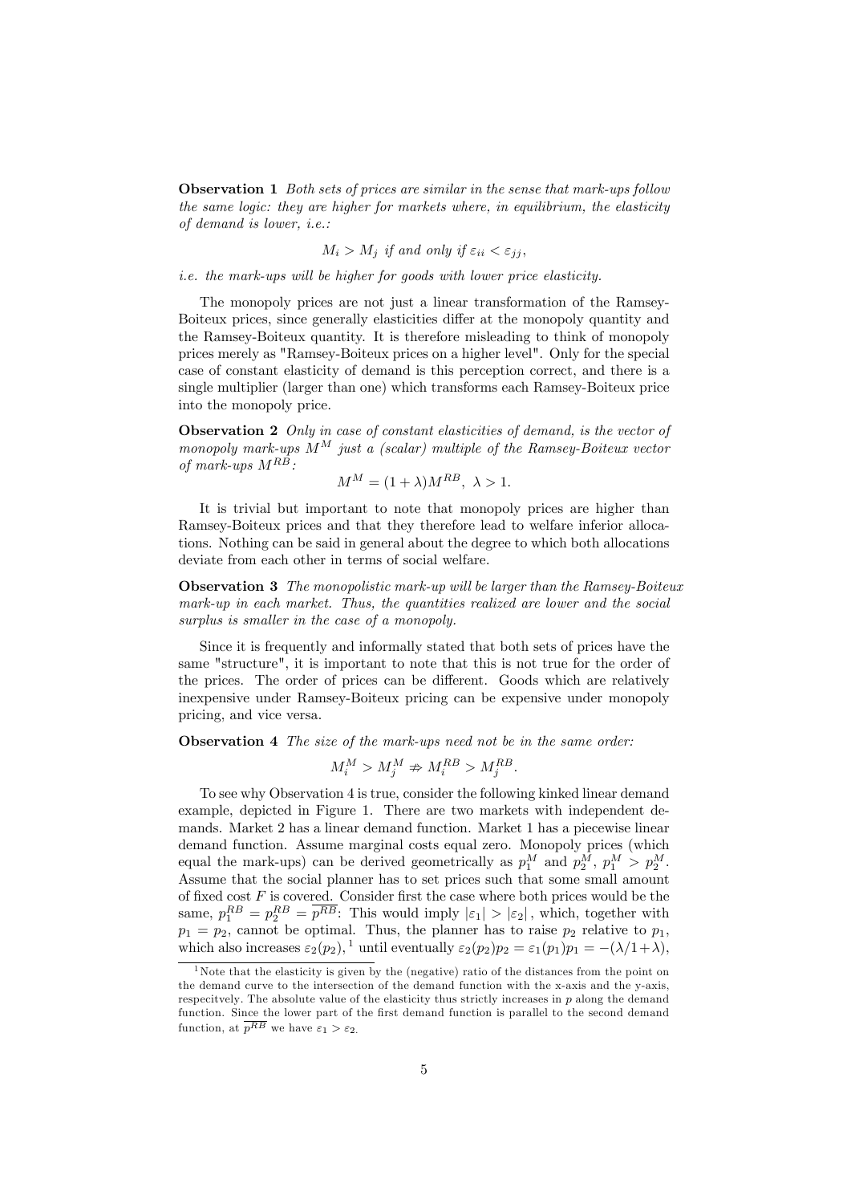**Observation 1** *Both sets of prices are similar in the sense that mark-ups follow the same logic: they are higher for markets where, in equilibrium, the elasticity of demand is lower, i.e.:*

$$M_i > M_j \text{ if and only if } \varepsilon_{ii} < \varepsilon_{jj},$$

*i.e. the mark-ups will be higher for goods with lower price elasticity.*

The monopoly prices are not just a linear transformation of the Ramsey-Boiteux prices, since generally elasticities differ at the monopoly quantity and the Ramsey-Boiteux quantity. It is therefore misleading to think of monopoly prices merely as "Ramsey-Boiteux prices on a higher level". Only for the special case of constant elasticity of demand is this perception correct, and there is a single multiplier (larger than one) which transforms each Ramsey-Boiteux price into the monopoly price.

**Observation 2** *Only in case of constant elasticities of demand, is the vector of monopoly mark-ups $M^M$ just a (scalar) multiple of the Ramsey-Boiteux vector of mark-ups $M^{RB}$:*

$$M^M = (1+\lambda)M^{RB}, \ \lambda > 1.$$

It is trivial but important to note that monopoly prices are higher than Ramsey-Boiteux prices and that they therefore lead to welfare inferior allocations. Nothing can be said in general about the degree to which both allocations deviate from each other in terms of social welfare.

**Observation 3** *The monopolistic mark-up will be larger than the Ramsey-Boiteux mark-up in each market. Thus, the quantities realized are lower and the social surplus is smaller in the case of a monopoly.*

Since it is frequently and informally stated that both sets of prices have the same "structure", it is important to note that this is not true for the order of the prices. The order of prices can be different. Goods which are relatively inexpensive under Ramsey-Boiteux pricing can be expensive under monopoly pricing, and vice versa.

**Observation 4** *The size of the mark-ups need not be in the same order:*

$$M_i^M > M_j^M \nRightarrow M_i^{RB} > M_j^{RB}.$$

To see why Observation 4 is true, consider the following kinked linear demand example, depicted in Figure 1. There are two markets with independent demands. Market 2 has a linear demand function. Market 1 has a piecewise linear demand function. Assume marginal costs equal zero. Monopoly prices (which equal the mark-ups) can be derived geometrically as $p_1^M$ and $p_2^M$, $p_1^M > p_2^M$. Assume that the social planner has to set prices such that some small amount of fixed cost $F$ is covered. Consider first the case where both prices would be the same, $p_1^{RB} = p_2^{RB} = \overline{p^{RB}}$: This would imply $|\varepsilon_1| > |\varepsilon_2|$, which, together with $p_1 = p_2$, cannot be optimal. Thus, the planner has to raise $p_2$ relative to $p_1$, which also increases $\varepsilon_2(p_2)$,[1] until eventually $\varepsilon_2(p_2)p_2 = \varepsilon_1(p_1)p_1 = -(\lambda/1+\lambda)$,

[1] Note that the elasticity is given by the (negative) ratio of the distances from the point on the demand curve to the intersection of the demand function with the x-axis and the y-axis, respecitvely. The absolute value of the elasticity thus strictly increases in $p$ along the demand function. Since the lower part of the first demand function is parallel to the second demand function, at $\overline{p^{RB}}$ we have $\varepsilon_1 > \varepsilon_2$.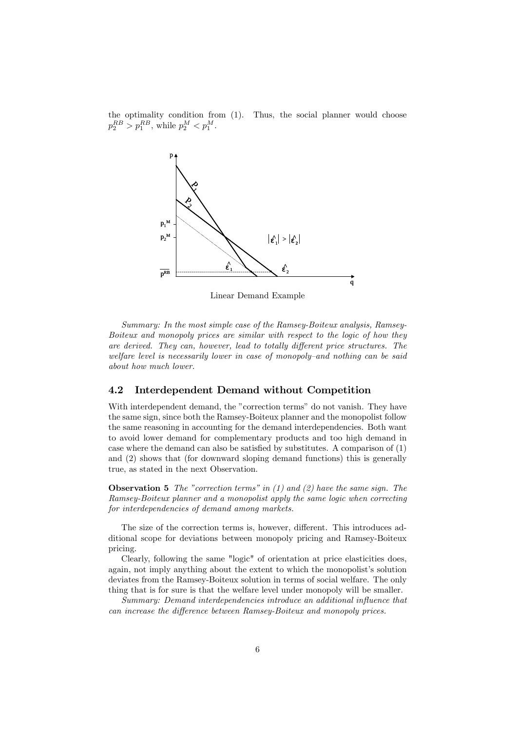the optimality condition from (1). Thus, the social planner would choose $p_2^{RB} > p_1^{RB}$, while $p_2^M < p_1^M$.

Linear Demand Example

*Summary: In the most simple case of the Ramsey-Boiteux analysis, Ramsey-Boiteux and monopoly prices are similar with respect to the logic of how they are derived. They can, however, lead to totally different price structures. The welfare level is necessarily lower in case of monopoly–and nothing can be said about how much lower.*

## 4.2 Interdependent Demand without Competition

With interdependent demand, the "correction terms" do not vanish. They have the same sign, since both the Ramsey-Boiteux planner and the monopolist follow the same reasoning in accounting for the demand interdependencies. Both want to avoid lower demand for complementary products and too high demand in case where the demand can also be satisfied by substitutes. A comparison of (1) and (2) shows that (for downward sloping demand functions) this is generally true, as stated in the next Observation.

**Observation 5** *The "correction terms" in (1) and (2) have the same sign. The Ramsey-Boiteux planner and a monopolist apply the same logic when correcting for interdependencies of demand among markets.*

The size of the correction terms is, however, different. This introduces additional scope for deviations between monopoly pricing and Ramsey-Boiteux pricing.

Clearly, following the same "logic" of orientation at price elasticities does, again, not imply anything about the extent to which the monopolist's solution deviates from the Ramsey-Boiteux solution in terms of social welfare. The only thing that is for sure is that the welfare level under monopoly will be smaller.

*Summary: Demand interdependencies introduce an additional influence that can increase the difference between Ramsey-Boiteux and monopoly prices.*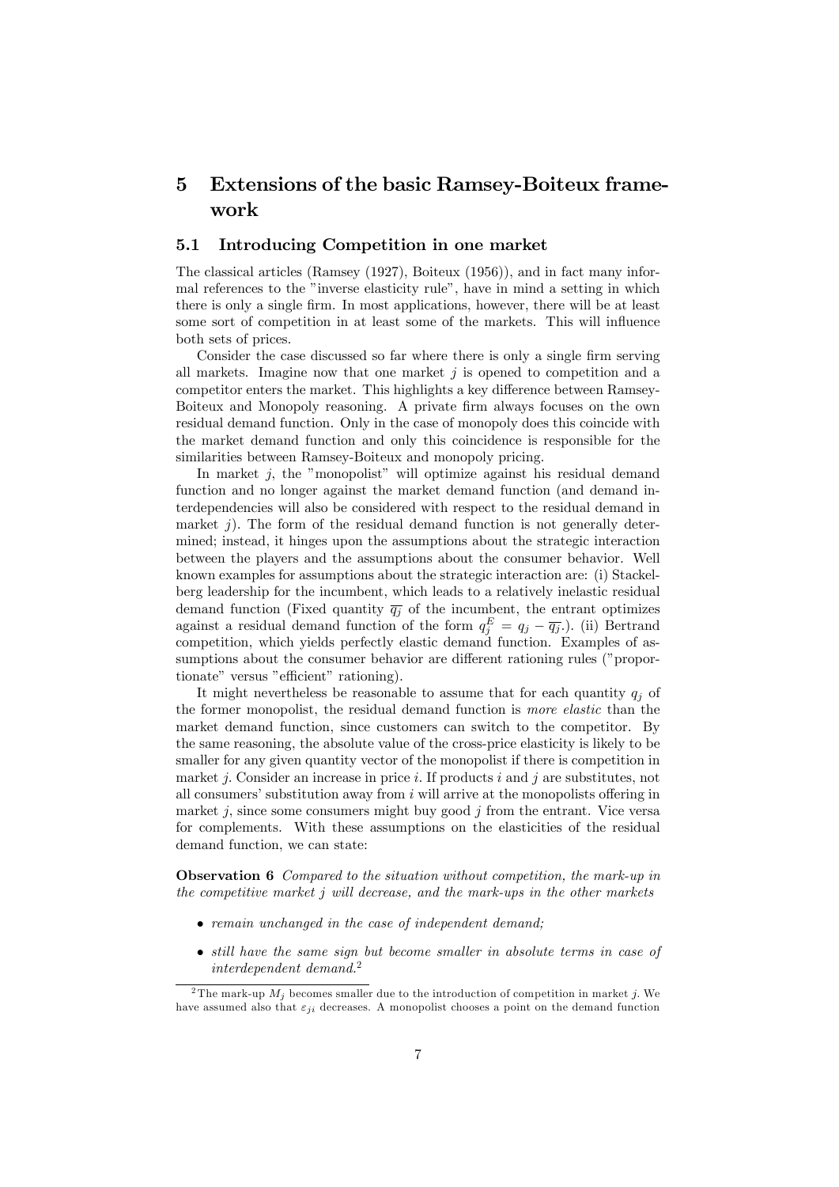# 5 Extensions of the basic Ramsey-Boiteux framework

## 5.1 Introducucing Competition in one market

The classical articles (Ramsey (1927), Boiteux (1956)), and in fact many informal references to the "inverse elasticity rule", have in mind a setting in which there is only a single firm. In most applications, however, there will be at least some sort of competition in at least some of the markets. This will influence both sets of prices.

Consider the case discussed so far where there is only a single firm serving all markets. Imagine now that one market $j$ is opened to competition and a competitor enters the market. This highlights a key difference between Ramsey-Boiteux and Monopoly reasoning. A private firm always focuses on the own residual demand function. Only in the case of monopoly does this coincide with the market demand function and only this coincidence is responsible for the similarities between Ramsey-Boiteux and monopoly pricing.

In market $j$, the "monopolist" will optimize against his residual demand function and no longer against the market demand function (and demand interdependencies will also be considered with respect to the residual demand in market $j$). The form of the residual demand function is not generally determined; instead, it hinges upon the assumptions about the strategic interaction between the players and the assumptions about the consumer behavior. Well known examples for assumptions about the strategic interaction are: (i) Stackelberg leadership for the incumbent, which leads to a relatively inelastic residual demand function (Fixed quantity $\overline{q_j}$ of the incumbent, the entrant optimizes against a residual demand function of the form $q_j^E = q_j - \overline{q_j}$.). (ii) Bertrand competition, which yields perfectly elastic demand function. Examples of assumptions about the consumer behavior are different rationing rules ("proportionate" versus "efficient" rationing).

It might nevertheless be reasonable to assume that for each quantity $q_j$ of the former monopolist, the residual demand function is *more elastic* than the market demand function, since customers can switch to the competitor. By the same reasoning, the absolute value of the cross-price elasticity is likely to be smaller for any given quantity vector of the monopolist if there is competition in market $j$. Consider an increase in price $i$. If products $i$ and $j$ are substitutes, not all consumers' substitution away from $i$ will arrive at the monopolists offering in market $j$, since some consumers might buy good $j$ from the entrant. Vice versa for complements. With these assumptions on the elasticities of the residual demand function, we can state:

**Observation 6** *Compared to the situation without competition, the mark-up in the competitive market $j$ will decrease, and the mark-ups in the other markets*

- *remain unchanged in the case of independent demand;*
- *still have the same sign but become smaller in absolute terms in case of interdependent demand.*[2]

[2] The mark-up $M_j$ becomes smaller due to the introduction of competition in market $j$. We have assumed also that $\varepsilon_{ji}$ decreases. A monopolist chooses a point on the demand function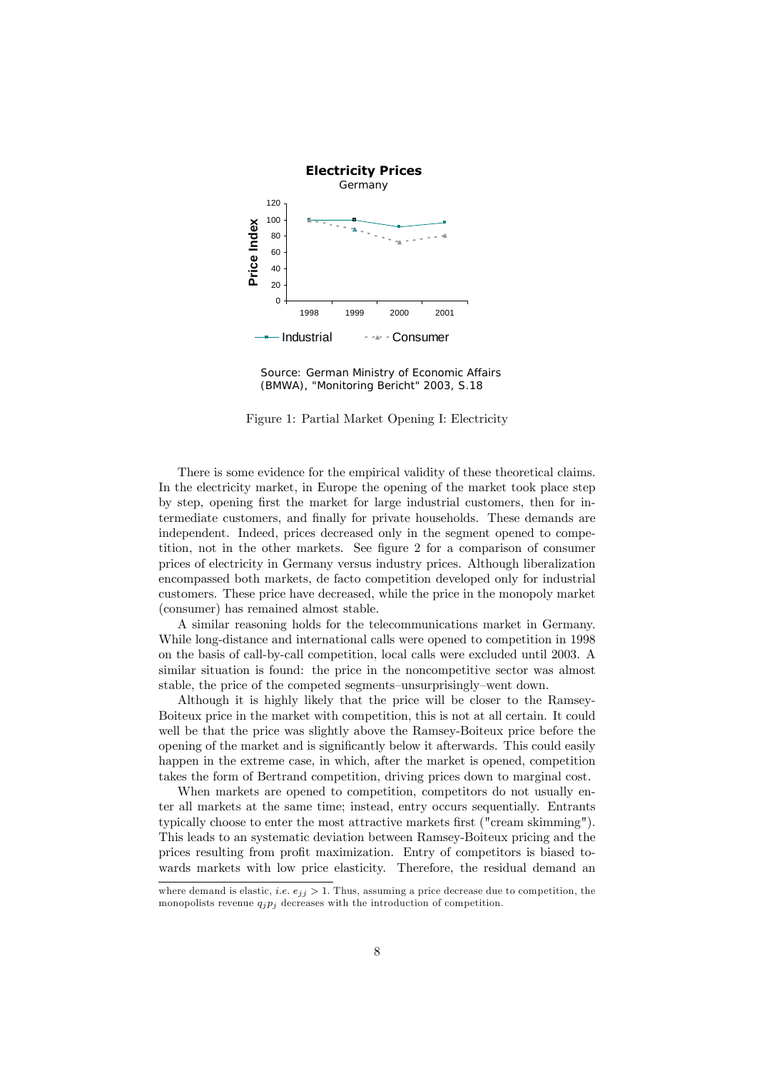Figure 1: Partial Market Opening I: Electricity

There is some evidence for the empirical validity of these theoretical claims. In the electricity market, in Europe the opening of the market took place step by step, opening first the market for large industrial customers, then for intermediate customers, and finally for private households. These demands are independent. Indeed, prices decreased only in the segment opened to competition, not in the other markets. See figure 2 for a comparison of consumer prices of electricity in Germany versus industry prices. Although liberalization encompassed both markets, de facto competition developed only for industrial customers. These price have decreased, while the price in the monopoly market (consumer) has remained almost stable.

A similar reasoning holds for the telecommunications market in Germany. While long-distance and international calls were opened to competition in 1998 on the basis of call-by-call competition, local calls were excluded until 2003. A similar situation is found: the price in the noncompetitive sector was almost stable, the price of the competed segments–unsurprisingly–went down.

Although it is highly likely that the price will be closer to the Ramsey-Boiteux price in the market with competition, this is not at all certain. It could well be that the price was slightly above the Ramsey-Boiteux price before the opening of the market and is significantly below it afterwards. This could easily happen in the extreme case, in which, after the market is opened, competition takes the form of Bertrand competition, driving prices down to marginal cost.

When markets are opened to competition, competitors do not usually enter all markets at the same time; instead, entry occurs sequentially. Entrants typically choose to enter the most attractive markets first ("cream skimming"). This leads to an systematic deviation between Ramsey-Boiteux pricing and the prices resulting from profit maximization. Entry of competitors is biased towards markets with low price elasticity. Therefore, the residual demand an

---

where demand is elastic, *i.e.* $e_{jj} > 1$. Thus, assuming a price decrease due to competition, the monopolists revenue $q_j p_j$ decreases with the introduction of competition.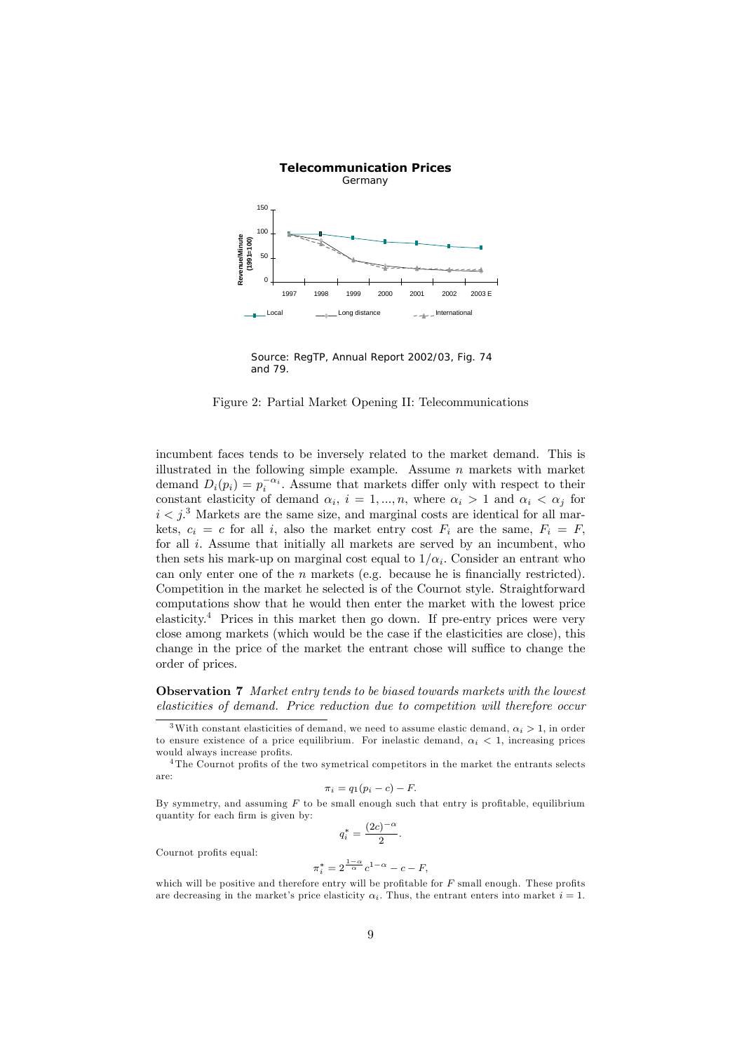**Telecommunication Prices**
Germany

Source: RegTP, Annual Report 2002/03, Fig. 74 and 79.

Figure 2: Partial Market Opening II: Telecommunications

incumbent faces tends to be inversely related to the market demand. This is illustrated in the following simple example. Assume $n$ markets with market demand $D_i(p_i) = p_i^{-\alpha_i}$. Assume that markets differ only with respect to their constant elasticity of demand $\alpha_i$, $i = 1, ..., n$, where $\alpha_i > 1$ and $\alpha_i < \alpha_j$ for $i < j$.[3] Markets are the same size, and marginal costs are identical for all markets, $c_i = c$ for all $i$, also the market entry cost $F_i$ are the same, $F_i = F$, for all $i$. Assume that initially all markets are served by an incumbent, who then sets his mark-up on marginal cost equal to $1/\alpha_i$. Consider an entrant who can only enter one of the $n$ markets (e.g. because he is financially restricted). Competition in the market he selected is of the Cournot style. Straightforward computations show that he would then enter the market with the lowest price elasticity.[4] Prices in this market then go down. If pre-entry prices were very close among markets (which would be the case if the elasticities are close), this change in the price of the market the entrant chose will suffice to change the order of prices.

**Observation 7** *Market entry tends to be biased towards markets with the lowest elasticities of demand. Price reduction due to competition will therefore occur*

[3] With constant elasticities of demand, we need to assume elastic demand, $\alpha_i > 1$, in order to ensure existence of a price equilibrium. For inelastic demand, $\alpha_i < 1$, increasing prices would always increase profits.

[4] The Cournot profits of the two symetrical competitors in the market the entrants selects are:

$$\pi_i = q_1(p_i - c) - F.$$

By symmetry, and assuming $F$ to be small enough such that entry is profitable, equilibrium quantity for each firm is given by:

$$q_i^* = \frac{(2c)^{-\alpha}}{2}.$$

Cournot profits equal:

$$\pi_i^* = 2^{\frac{1-\alpha}{\alpha}} c^{1-\alpha} - c - F,$$

which will be positive and therefore entry will be profitable for $F$ small enough. These profits are decreasing in the market's price elasticity $\alpha_i$. Thus, the entrant enters into market $i = 1$.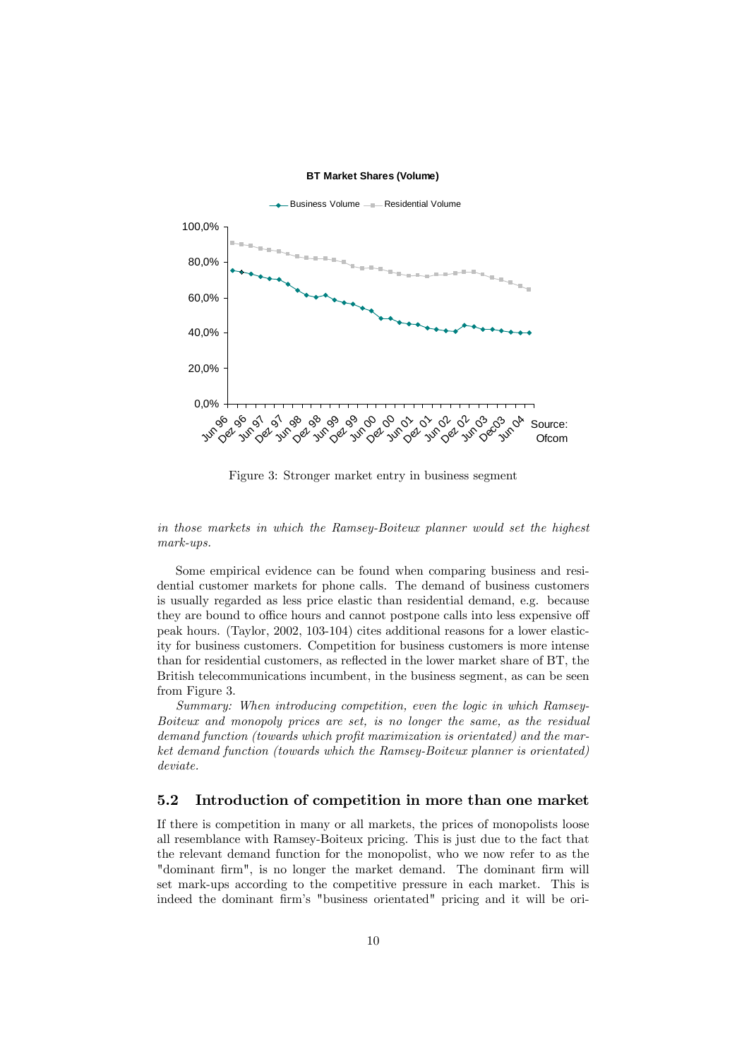Figure 3: Stronger market entry in business segment

*in those markets in which the Ramsey-Boiteux planner would set the highest mark-ups.*

Some empirical evidence can be found when comparing business and residential customer markets for phone calls. The demand of business customers is usually regarded as less price elastic than residential demand, e.g. because they are bound to office hours and cannot postpone calls into less expensive off peak hours. (Taylor, 2002, 103-104) cites additional reasons for a lower elasticity for business customers. Competition for business customers is more intense than for residential customers, as reflected in the lower market share of BT, the British telecommunications incumbent, in the business segment, as can be seen from Figure 3.

*Summary: When introducing competition, even the logic in which Ramsey-Boiteux and monopoly prices are set, is no longer the same, as the residual demand function (towards which profit maximization is orientated) and the market demand function (towards which the Ramsey-Boiteux planner is orientated) deviate.*

## 5.2 Introduction of competition in more than one market

If there is competition in many or all markets, the prices of monopolists loose all resemblance with Ramsey-Boiteux pricing. This is just due to the fact that the relevant demand function for the monopolist, who we now refer to as the "dominant firm", is no longer the market demand. The dominant firm will set mark-ups according to the competitive pressure in each market. This is indeed the dominant firm's "business orientated" pricing and it will be ori-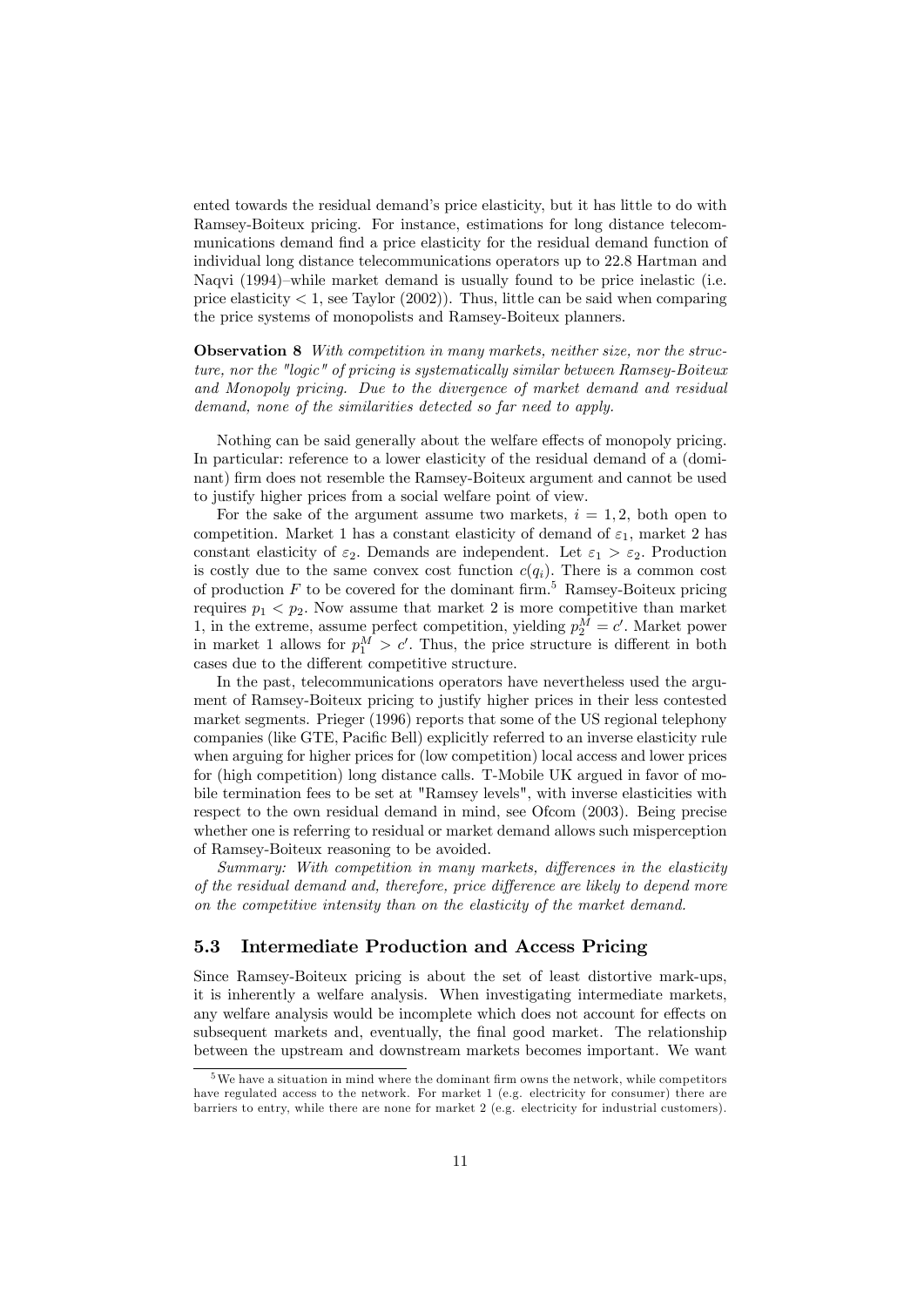ented towards the residual demand's price elasticity, but it has little to do with Ramsey-Boiteux pricing. For instance, estimations for long distance telecommunications demand find a price elasticity for the residual demand function of individual long distance telecommunications operators up to 22.8 Hartman and Naqvi (1994)–while market demand is usually found to be price inelastic (i.e. price elasticity $< 1$, see Taylor (2002)). Thus, little can be said when comparing the price systems of monopolists and Ramsey-Boiteux planners.

**Observation 8** *With competition in many markets, neither size, nor the structure, nor the "logic" of pricing is systematically similar between Ramsey-Boiteux and Monopoly pricing. Due to the divergence of market demand and residual demand, none of the similarities detected so far need to apply.*

Nothing can be said generally about the welfare effects of monopoly pricing. In particular: reference to a lower elasticity of the residual demand of a (dominant) firm does not resemble the Ramsey-Boiteux argument and cannot be used to justify higher prices from a social welfare point of view.

For the sake of the argument assume two markets, $i = 1, 2$, both open to competition. Market 1 has a constant elasticity of demand of $\varepsilon_1$, market 2 has constant elasticity of $\varepsilon_2$. Demands are independent. Let $\varepsilon_1 > \varepsilon_2$. Production is costly due to the same convex cost function $c(q_i)$. There is a common cost of production $F$ to be covered for the dominant firm.[5] Ramsey-Boiteux pricing requires $p_1 < p_2$. Now assume that market 2 is more competitive than market 1, in the extreme, assume perfect competition, yielding $p_2^M = c'$. Market power in market 1 allows for $p_1^M > c'$. Thus, the price structure is different in both cases due to the different competitive structure.

In the past, telecommunications operators have nevertheless used the argument of Ramsey-Boiteux pricing to justify higher prices in their less contested market segments. Prieger (1996) reports that some of the US regional telephony companies (like GTE, Pacific Bell) explicitly referred to an inverse elasticity rule when arguing for higher prices for (low competition) local access and lower prices for (high competition) long distance calls. T-Mobile UK argued in favor of mobile termination fees to be set at "Ramsey levels", with inverse elasticities with respect to the own residual demand in mind, see Ofcom (2003). Being precise whether one is referring to residual or market demand allows such misperception of Ramsey-Boiteux reasoning to be avoided.

*Summary: With competition in many markets, differences in the elasticity of the residual demand and, therefore, price difference are likely to depend more on the competitive intensity than on the elasticity of the market demand.*

## 5.3 Intermediate Production and Access Pricing

Since Ramsey-Boiteux pricing is about the set of least distortive mark-ups, it is inherently a welfare analysis. When investigating intermediate markets, any welfare analysis would be incomplete which does not account for effects on subsequent markets and, eventually, the final good market. The relationship between the upstream and downstream markets becomes important. We want

[5] We have a situation in mind where the dominant firm owns the network, while competitors have regulated access to the network. For market 1 (e.g. electricity for consumer) there are barriers to entry, while there are none for market 2 (e.g. electricity for industrial customers).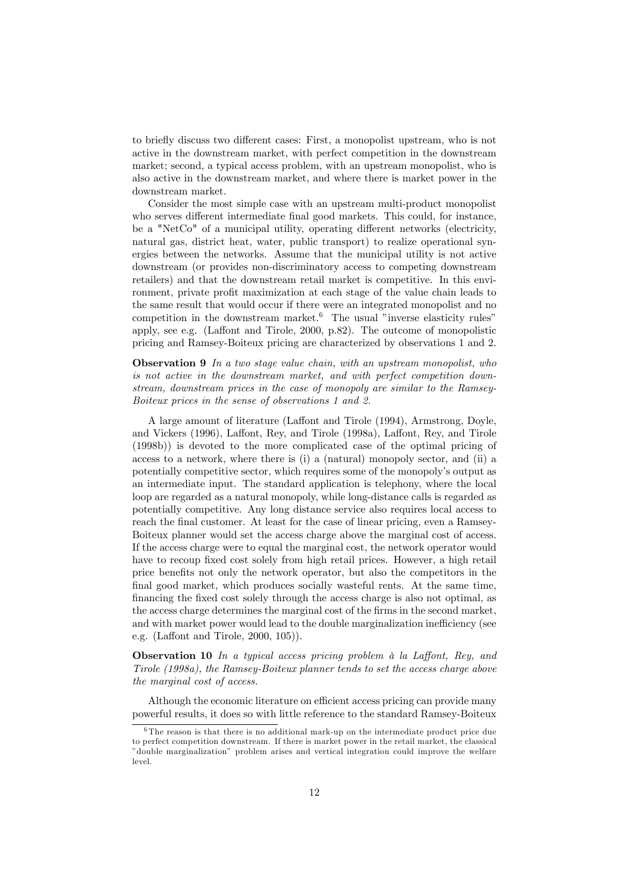to briefly discuss two different cases: First, a monopolist upstream, who is not active in the downstream market, with perfect competition in the downstream market; second, a typical access problem, with an upstream monopolist, who is also active in the downstream market, and where there is market power in the downstream market.

Consider the most simple case with an upstream multi-product monopolist who serves different intermediate final good markets. This could, for instance, be a "NetCo" of a municipal utility, operating different networks (electricity, natural gas, district heat, water, public transport) to realize operational synergies between the networks. Assume that the municipal utility is not active downstream (or provides non-discriminatory access to competing downstream retailers) and that the downstream retail market is competitive. In this environment, private profit maximization at each stage of the value chain leads to the same result that would occur if there were an integrated monopolist and no competition in the downstream market.[6] The usual "inverse elasticity rules" apply, see e.g. (Laffont and Tirole, 2000, p.82). The outcome of monopolistic pricing and Ramsey-Boiteux pricing are characterized by observations 1 and 2.

**Observation 9** *In a two stage value chain, with an upstream monopolist, who is not active in the downstream market, and with perfect competition downstream, downstream prices in the case of monopoly are similar to the Ramsey-Boiteux prices in the sense of observations 1 and 2.*

A large amount of literature (Laffont and Tirole (1994), Armstrong, Doyle, and Vickers (1996), Laffont, Rey, and Tirole (1998a), Laffont, Rey, and Tirole (1998b)) is devoted to the more complicated case of the optimal pricing of access to a network, where there is (i) a (natural) monopoly sector, and (ii) a potentially competitive sector, which requires some of the monopoly's output as an intermediate input. The standard application is telephony, where the local loop are regarded as a natural monopoly, while long-distance calls is regarded as potentially competitive. Any long distance service also requires local access to reach the final customer. At least for the case of linear pricing, even a Ramsey-Boiteux planner would set the access charge above the marginal cost of access. If the access charge were to equal the marginal cost, the network operator would have to recoup fixed cost solely from high retail prices. However, a high retail price benefits not only the network operator, but also the competitors in the final good market, which produces socially wasteful rents. At the same time, financing the fixed cost solely through the access charge is also not optimal, as the access charge determines the marginal cost of the firms in the second market, and with market power would lead to the double marginalization inefficiency (see e.g. (Laffont and Tirole, 2000, 105)).

**Observation 10** *In a typical access pricing problem à la Laffont, Rey, and Tirole (1998a), the Ramsey-Boiteux planner tends to set the access charge above the marginal cost of access.*

Although the economic literature on efficient access pricing can provide many powerful results, it does so with little reference to the standard Ramsey-Boiteux

[6] The reason is that there is no additional mark-up on the intermediate product price due to perfect competition downstream. If there is market power in the retail market, the classical "double marginalization" problem arises and vertical integration could improve the welfare level.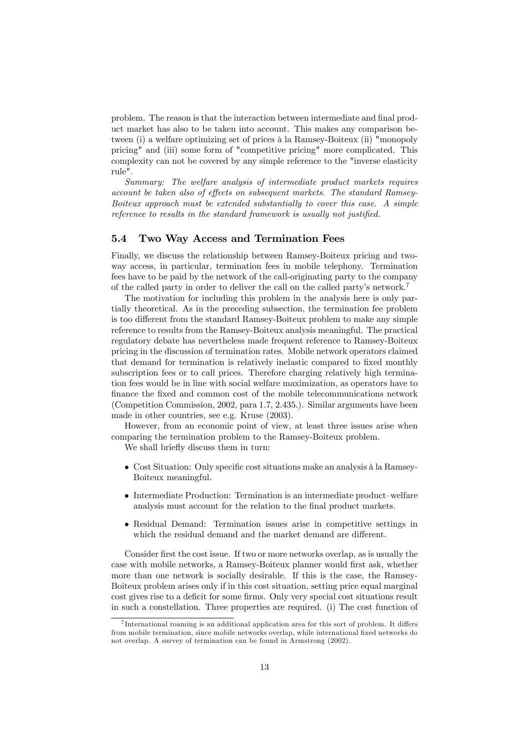problem. The reason is that the interaction between intermediate and final product market has also to be taken into account. This makes any comparison between (i) a welfare optimizing set of prices à la Ramsey-Boiteux (ii) "monopoly pricing" and (iii) some form of "competitive pricing" more complicated. This complexity can not be covered by any simple reference to the "inverse elasticity rule".

*Summary: The welfare analysis of intermediate product markets requires account be taken also of effects on subsequent markets. The standard Ramsey-Boiteux approach must be extended substantially to cover this case. A simple reference to results in the standard framework is usually not justified.*

### 5.4 Two Way Access and Termination Fees

Finally, we discuss the relationship between Ramsey-Boiteux pricing and two-way access, in particular, termination fees in mobile telephony. Termination fees have to be paid by the network of the call-originating party to the company of the called party in order to deliver the call on the called party's network.[7]

The motivation for including this problem in the analysis here is only partially theoretical. As in the preceding subsection, the termination fee problem is too different from the standard Ramsey-Boiteux problem to make any simple reference to results from the Ramsey-Boiteux analysis meaningful. The practical regulatory debate has nevertheless made frequent reference to Ramsey-Boiteux pricing in the discussion of termination rates. Mobile network operators claimed that demand for termination is relatively inelastic compared to fixed monthly subscription fees or to call prices. Therefore charging relatively high termination fees would be in line with social welfare maximization, as operators have to finance the fixed and common cost of the mobile telecommunications network (Competition Commission, 2002, para 1.7, 2.435.). Similar arguments have been made in other countries, see e.g. Kruse (2003).

However, from an economic point of view, at least three issues arise when comparing the termination problem to the Ramsey-Boiteux problem.

We shall briefly discuss them in turn:

- Cost Situation: Only specific cost situations make an analysis à la Ramsey-Boiteux meaningful.
- Intermediate Production: Termination is an intermediate product–welfare analysis must account for the relation to the final product markets.
- Residual Demand: Termination issues arise in competitive settings in which the residual demand and the market demand are different.

Consider first the cost issue. If two or more networks overlap, as is usually the case with mobile networks, a Ramsey-Boiteux planner would first ask, whether more than one network is socially desirable. If this is the case, the Ramsey-Boiteux problem arises only if in this cost situation, setting price equal marginal cost gives rise to a deficit for some firms. Only very special cost situations result in such a constellation. Three properties are required. (i) The cost function of

[7] International roaming is an additional application area for this sort of problem. It differs from mobile termination, since mobile networks overlap, while international fixed networks do not overlap. A survey of termination can be found in Armstrong (2002).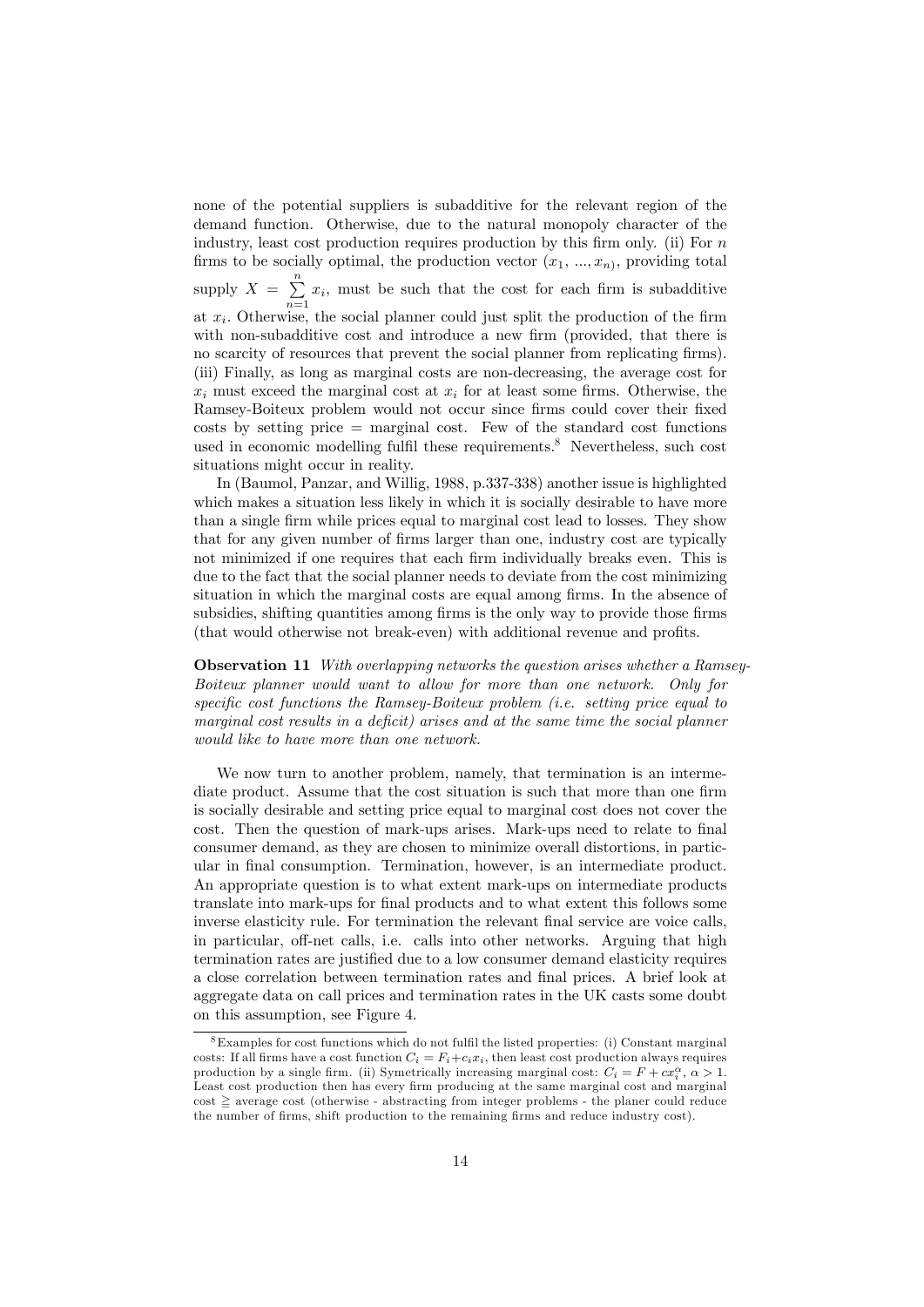none of the potential suppliers is subadditive for the relevant region of the demand function. Otherwise, due to the natural monopoly character of the industry, least cost production requires production by this firm only. (ii) For $n$ firms to be socially optimal, the production vector $(x_1, ..., x_n)$, providing total supply $X = \sum_{n=1}^{n} x_i$, must be such that the cost for each firm is subadditive at $x_i$. Otherwise, the social planner could just split the production of the firm with non-subadditive cost and introduce a new firm (provided, that there is no scarcity of resources that prevent the social planner from replicating firms). (iii) Finally, as long as marginal costs are non-decreasing, the average cost for $x_i$ must exceed the marginal cost at $x_i$ for at least some firms. Otherwise, the Ramsey-Boiteux problem would not occur since firms could cover their fixed costs by setting price = marginal cost. Few of the standard cost functions used in economic modelling fulfil these requirements.[8] Nevertheless, such cost situations might occur in reality.

In (Baumol, Panzar, and Willig, 1988, p.337-338) another issue is highlighted which makes a situation less likely in which it is socially desirable to have more than a single firm while prices equal to marginal cost lead to losses. They show that for any given number of firms larger than one, industry cost are typically not minimized if one requires that each firm individually breaks even. This is due to the fact that the social planner needs to deviate from the cost minimizing situation in which the marginal costs are equal among firms. In the absence of subsidies, shifting quantities among firms is the only way to provide those firms (that would otherwise not break-even) with additional revenue and profits.

**Observation 11** *With overlapping networks the question arises whether a Ramsey-Boiteux planner would want to allow for more than one network. Only for specific cost functions the Ramsey-Boiteux problem (i.e. setting price equal to marginal cost results in a deficit) arises and at the same time the social planner would like to have more than one network.*

We now turn to another problem, namely, that termination is an intermediate product. Assume that the cost situation is such that more than one firm is socially desirable and setting price equal to marginal cost does not cover the cost. Then the question of mark-ups arises. Mark-ups need to relate to final consumer demand, as they are chosen to minimize overall distortions, in particular in final consumption. Termination, however, is an intermediate product. An appropriate question is to what extent mark-ups on intermediate products translate into mark-ups for final products and to what extent this follows some inverse elasticity rule. For termination the relevant final service are voice calls, in particular, off-net calls, i.e. calls into other networks. Arguing that high termination rates are justified due to a low consumer demand elasticity requires a close correlation between termination rates and final prices. A brief look at aggregate data on call prices and termination rates in the UK casts some doubt on this assumption, see Figure 4.

[8] Examples for cost functions which do not fulfil the listed properties: (i) Constant marginal costs: If all firms have a cost function $C_i = F_i + c_i x_i$, then least cost production always requires production by a single firm. (ii) Symetrically increasing marginal cost: $C_i = F + c x_i^{\alpha}$, $\alpha > 1$. Least cost production then has every firm producing at the same marginal cost and marginal cost $\geqq$ average cost (otherwise - abstracting from integer problems - the planer could reduce the number of firms, shift production to the remaining firms and reduce industry cost).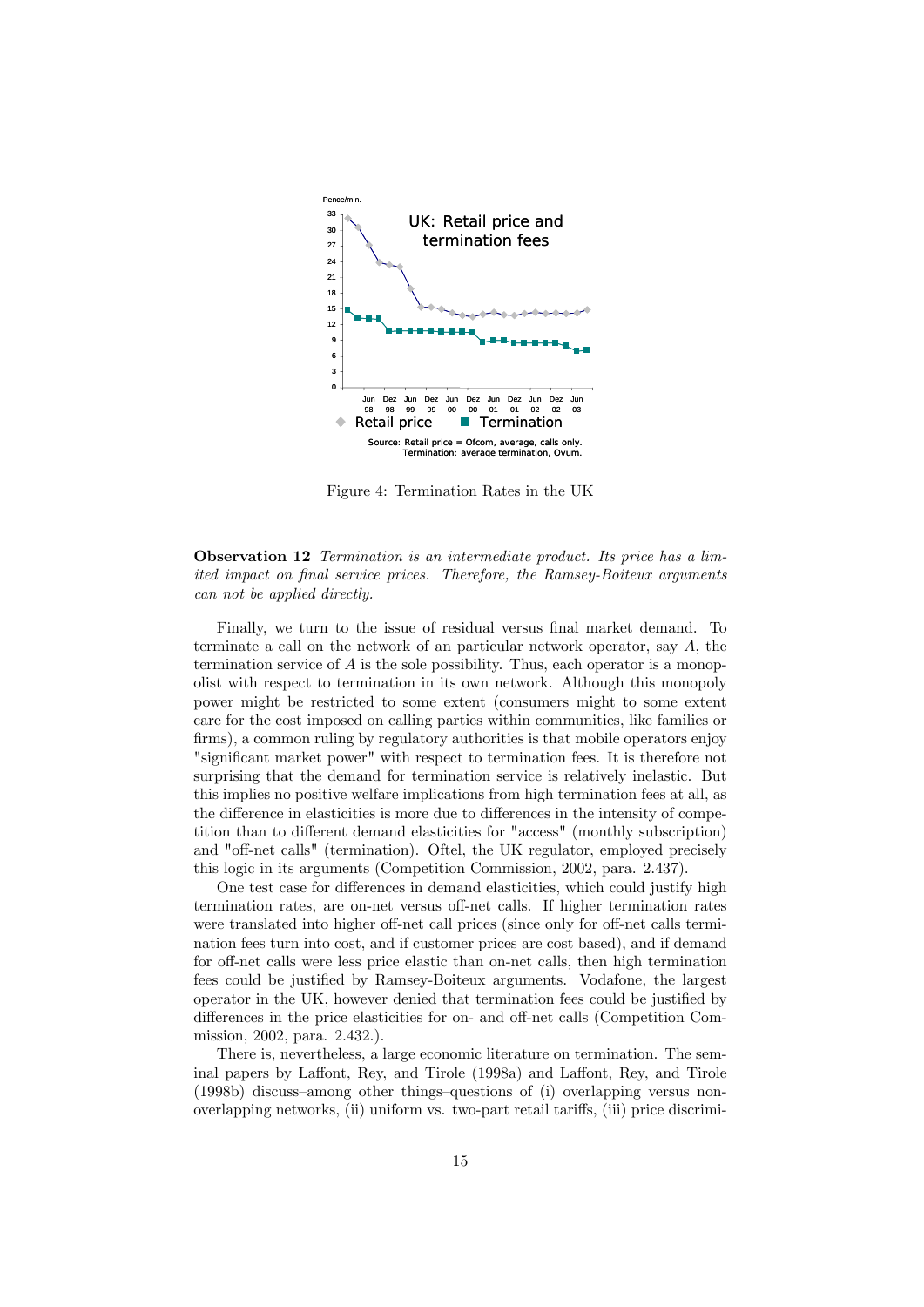Figure 4: Termination Rates in the UK

**Observation 12** *Termination is an intermediate product. Its price has a limited impact on final service prices. Therefore, the Ramsey-Boiteux arguments can not be applied directly.*

Finally, we turn to the issue of residual versus final market demand. To terminate a call on the network of an particular network operator, say $A$, the termination service of $A$ is the sole possibility. Thus, each operator is a monopolist with respect to termination in its own network. Although this monopoly power might be restricted to some extent (consumers might to some extent care for the cost imposed on calling parties within communities, like families or firms), a common ruling by regulatory authorities is that mobile operators enjoy "significant market power" with respect to termination fees. It is therefore not surprising that the demand for termination service is relatively inelastic. But this implies no positive welfare implications from high termination fees at all, as the difference in elasticities is more due to differences in the intensity of competition than to different demand elasticities for "access" (monthly subscription) and "off-net calls" (termination). Oftel, the UK regulator, employed precisely this logic in its arguments (Competition Commission, 2002, para. 2.437).

One test case for differences in demand elasticities, which could justify high termination rates, are on-net versus off-net calls. If higher termination rates were translated into higher off-net call prices (since only for off-net calls termination fees turn into cost, and if customer prices are cost based), and if demand for off-net calls were less price elastic than on-net calls, then high termination fees could be justified by Ramsey-Boiteux arguments. Vodafone, the largest operator in the UK, however denied that termination fees could be justified by differences in the price elasticities for on- and off-net calls (Competition Commission, 2002, para. 2.432.).

There is, nevertheless, a large economic literature on termination. The seminal papers by Laffont, Rey, and Tirole (1998a) and Laffont, Rey, and Tirole (1998b) discuss–among other things–questions of (i) overlapping versus non-overlapping networks, (ii) uniform vs. two-part retail tariffs, (iii) price discrimi-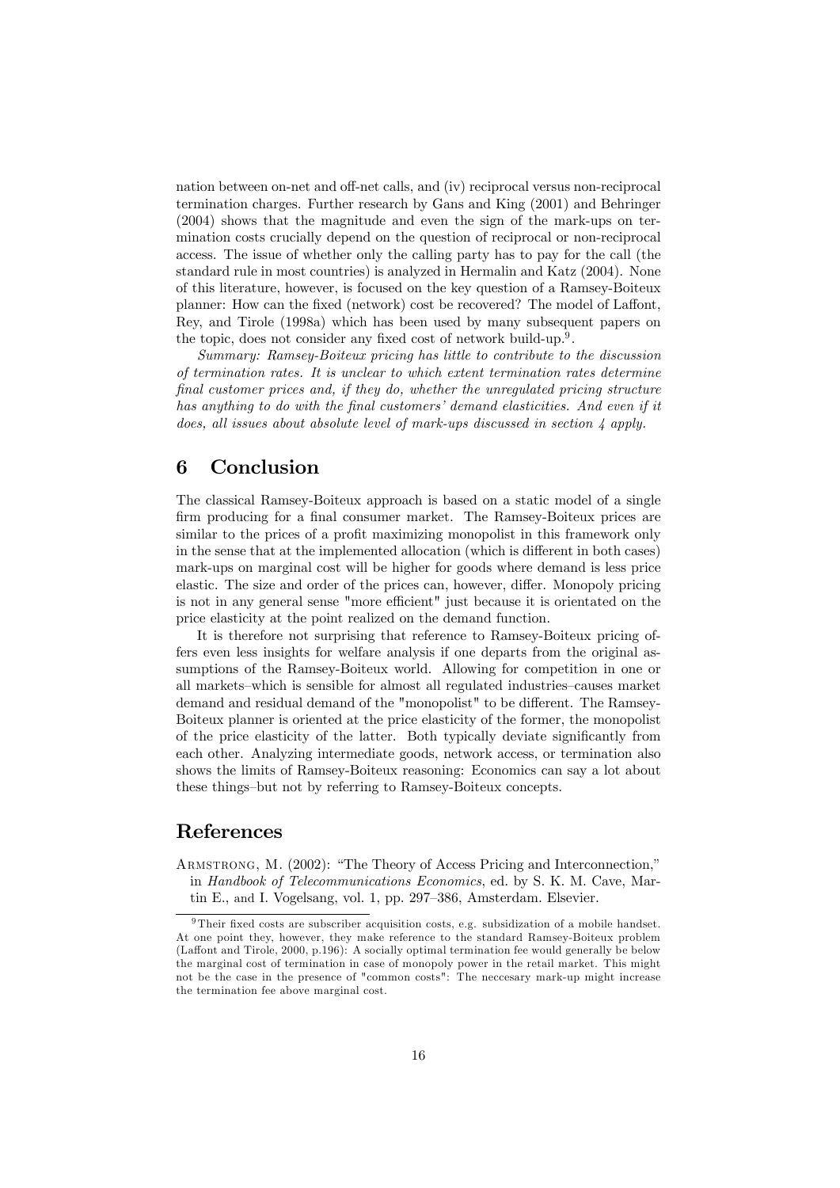nation between on-net and off-net calls, and (iv) reciprocal versus non-reciprocal termination charges. Further research by Gans and King (2001) and Behringer (2004) shows that the magnitude and even the sign of the mark-ups on termination costs crucially depend on the question of reciprocal or non-reciprocal access. The issue of whether only the calling party has to pay for the call (the standard rule in most countries) is analyzed in Hermalin and Katz (2004). None of this literature, however, is focused on the key question of a Ramsey-Boiteux planner: How can the fixed (network) cost be recovered? The model of Laffont, Rey, and Tirole (1998a) which has been used by many subsequent papers on the topic, does not consider any fixed cost of network build-up.[9].

*Summary: Ramsey-Boiteux pricing has little to contribute to the discussion of termination rates. It is unclear to which extent termination rates determine final customer prices and, if they do, whether the unregulated pricing structure has anything to do with the final customers' demand elasticities. And even if it does, all issues about absolute level of mark-ups discussed in section 4 apply.*

# 6 Conclusion

The classical Ramsey-Boiteux approach is based on a static model of a single firm producing for a final consumer market. The Ramsey-Boiteux prices are similar to the prices of a profit maximizing monopolist in this framework only in the sense that at the implemented allocation (which is different in both cases) mark-ups on marginal cost will be higher for goods where demand is less price elastic. The size and order of the prices can, however, differ. Monopoly pricing is not in any general sense "more efficient" just because it is orientated on the price elasticity at the point realized on the demand function.

It is therefore not surprising that reference to Ramsey-Boiteux pricing offers even less insights for welfare analysis if one departs from the original assumptions of the Ramsey-Boiteux world. Allowing for competition in one or all markets–which is sensible for almost all regulated industries–causes market demand and residual demand of the "monopolist" to be different. The Ramsey-Boiteux planner is oriented at the price elasticity of the former, the monopolist of the price elasticity of the latter. Both typically deviate significantly from each other. Analyzing intermediate goods, network access, or termination also shows the limits of Ramsey-Boiteux reasoning: Economics can say a lot about these things–but not by referring to Ramsey-Boiteux concepts.

# References

Armstrong, M. (2002): "The Theory of Access Pricing and Interconnection," in *Handbook of Telecommunications Economics*, ed. by S. K. M. Cave, Martin E., and I. Vogelsang, vol. 1, pp. 297–386, Amsterdam. Elsevier.

---

[9] Their fixed costs are subscriber acquisition costs, e.g. subsidization of a mobile handset. At one point they, however, they make reference to the standard Ramsey-Boiteux problem (Laffont and Tirole, 2000, p.196): A socially optimal termination fee would generally be below the marginal cost of termination in case of monopoly power in the retail market. This might not be the case in the presence of "common costs": The neccesary mark-up might increase the termination fee above marginal cost.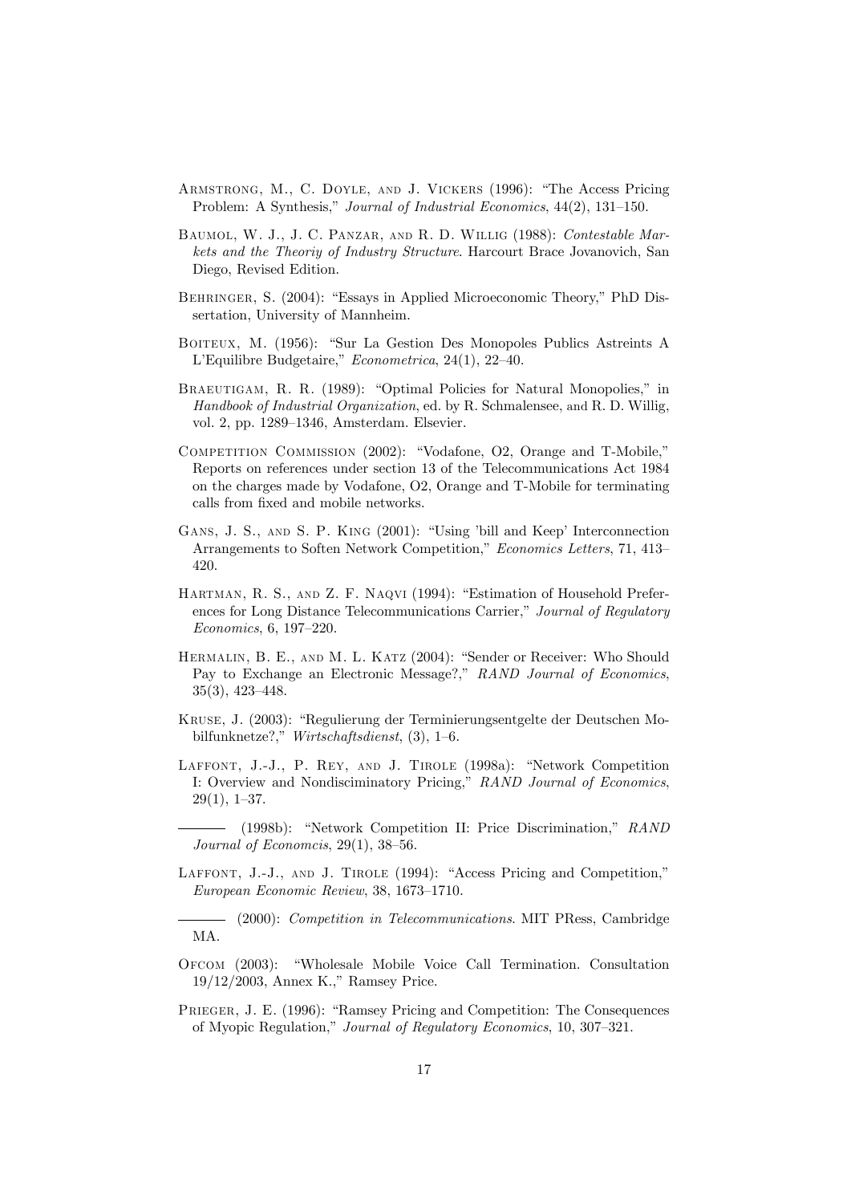Armstrong, M., C. Doyle, and J. Vickers (1996): "The Access Pricing Problem: A Synthesis," *Journal of Industrial Economics*, 44(2), 131–150.

Baumol, W. J., J. C. Panzar, and R. D. Willig (1988): *Contestable Markets and the Theoriy of Industry Structure*. Harcourt Brace Jovanovich, San Diego, Revised Edition.

Behringer, S. (2004): "Essays in Applied Microeconomic Theory," PhD Dissertation, University of Mannheim.

Boiteux, M. (1956): "Sur La Gestion Des Monopoles Publics Astreints A L'Equilibre Budgetaire," *Econometrica*, 24(1), 22–40.

Braeutigam, R. R. (1989): "Optimal Policies for Natural Monopolies," in *Handbook of Industrial Organization*, ed. by R. Schmalensee, and R. D. Willig, vol. 2, pp. 1289–1346, Amsterdam. Elsevier.

Competition Commission (2002): "Vodafone, O2, Orange and T-Mobile," Reports on references under section 13 of the Telecommunications Act 1984 on the charges made by Vodafone, O2, Orange and T-Mobile for terminating calls from fixed and mobile networks.

Gans, J. S., and S. P. King (2001): "Using 'bill and Keep' Interconnection Arrangements to Soften Network Competition," *Economics Letters*, 71, 413–420.

Hartman, R. S., and Z. F. Naqvi (1994): "Estimation of Household Preferences for Long Distance Telecommunications Carrier," *Journal of Regulatory Economics*, 6, 197–220.

Hermalin, B. E., and M. L. Katz (2004): "Sender or Receiver: Who Should Pay to Exchange an Electronic Message?," *RAND Journal of Economics*, 35(3), 423–448.

Kruse, J. (2003): "Regulierung der Terminierungsentgelte der Deutschen Mobilfunknetze?," *Wirtschaftsdienst*, (3), 1–6.

Laffont, J.-J., P. Rey, and J. Tirole (1998a): "Network Competition I: Overview and Nondisciminatory Pricing," *RAND Journal of Economics*, 29(1), 1–37.

——— (1998b): "Network Competition II: Price Discrimination," *RAND Journal of Economcis*, 29(1), 38–56.

Laffont, J.-J., and J. Tirole (1994): "Access Pricing and Competition," *European Economic Review*, 38, 1673–1710.

——— (2000): *Competition in Telecommunications*. MIT PRess, Cambridge MA.

Ofcom (2003): "Wholesale Mobile Voice Call Termination. Consultation 19/12/2003, Annex K.," Ramsey Price.

Prieger, J. E. (1996): "Ramsey Pricing and Competition: The Consequences of Myopic Regulation," *Journal of Regulatory Economics*, 10, 307–321.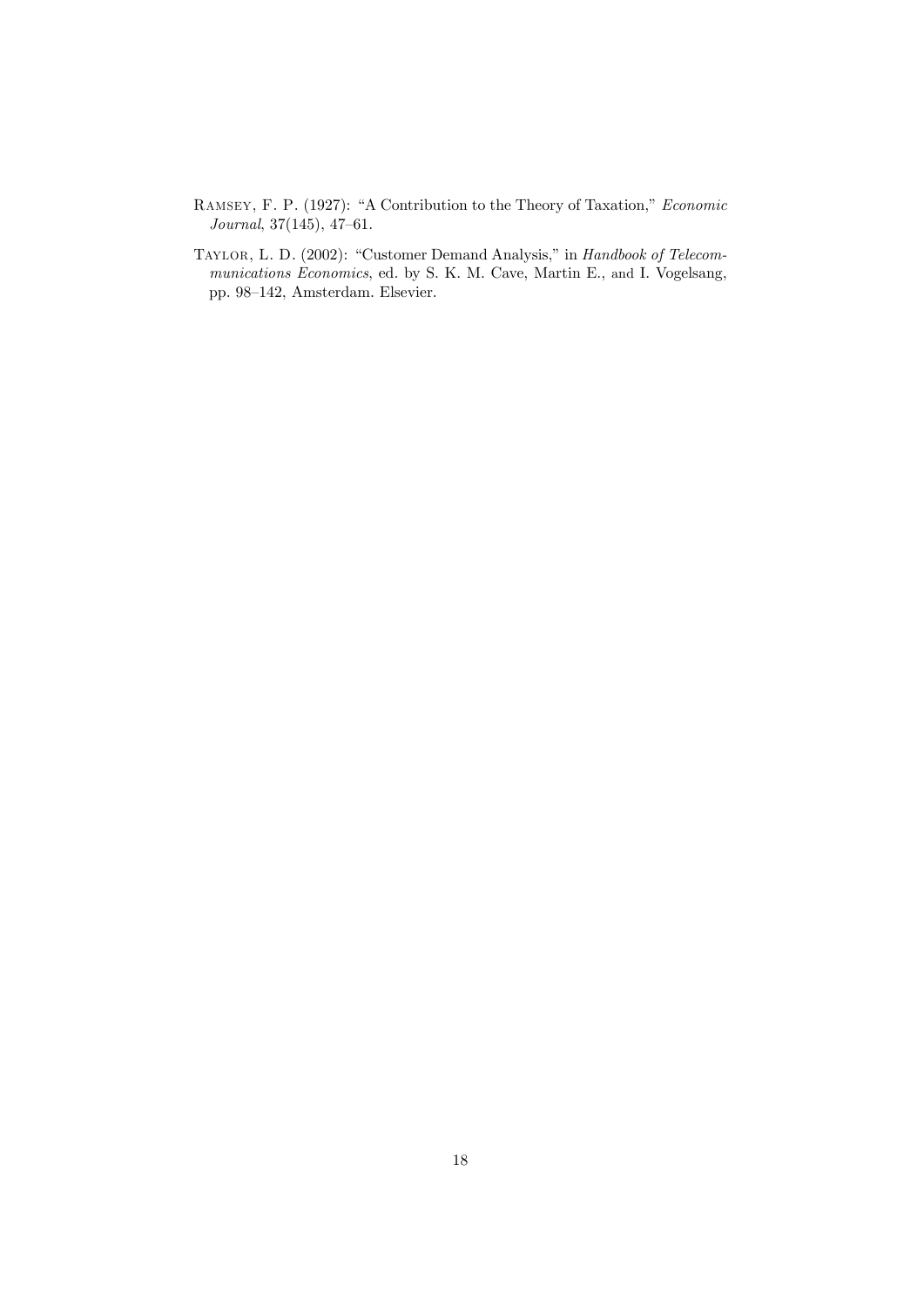Ramsey, F. P. (1927): "A Contribution to the Theory of Taxation," *Economic Journal*, 37(145), 47–61.

Taylor, L. D. (2002): "Customer Demand Analysis," in *Handbook of Telecommunications Economics*, ed. by S. K. M. Cave, Martin E., and I. Vogelsang, pp. 98–142, Amsterdam. Elsevier.